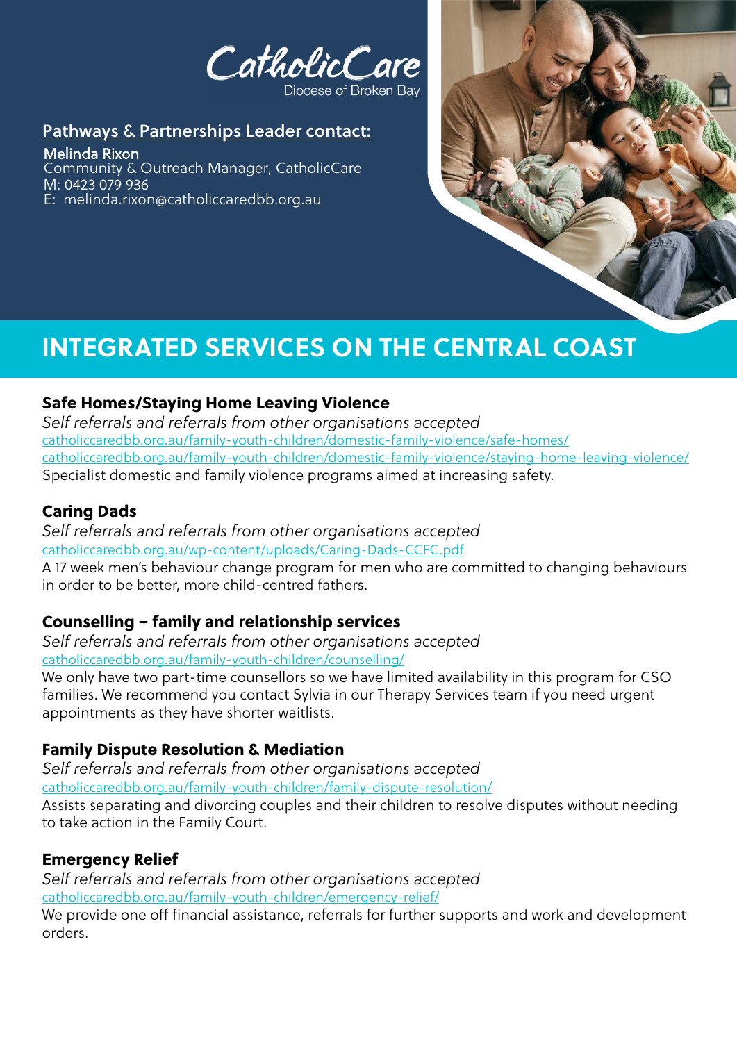CatholicCare
Diocese of Broken Bay

**Pathways & Partnerships Leader contact:**

Melinda Rixon
Community & Outreach Manager, CatholicCare
M: 0423 079 936
E: melinda.rixon@catholiccaredbb.org.au

# INTEGRATED SERVICES ON THE CENTRAL COAST

### Safe Homes/Staying Home Leaving Violence

*Self referrals and referrals from other organisations accepted*
catholiccaredbb.org.au/family-youth-children/domestic-family-violence/safe-homes/
catholiccaredbb.org.au/family-youth-children/domestic-family-violence/staying-home-leaving-violence/
Specialist domestic and family violence programs aimed at increasing safety.

### Caring Dads

*Self referrals and referrals from other organisations accepted*
catholiccaredbb.org.au/wp-content/uploads/Caring-Dads-CCFC.pdf
A 17 week men's behaviour change program for men who are committed to changing behaviours in order to be better, more child-centred fathers.

### Counselling – family and relationship services

*Self referrals and referrals from other organisations accepted*
catholiccaredbb.org.au/family-youth-children/counselling/
We only have two part-time counsellors so we have limited availability in this program for CSO families. We recommend you contact Sylvia in our Therapy Services team if you need urgent appointments as they have shorter waitlists.

### Family Dispute Resolution & Mediation

*Self referrals and referrals from other organisations accepted*
catholiccaredbb.org.au/family-youth-children/family-dispute-resolution/
Assists separating and divorcing couples and their children to resolve disputes without needing to take action in the Family Court.

### Emergency Relief

*Self referrals and referrals from other organisations accepted*
catholiccaredbb.org.au/family-youth-children/emergency-relief/
We provide one off financial assistance, referrals for further supports and work and development orders.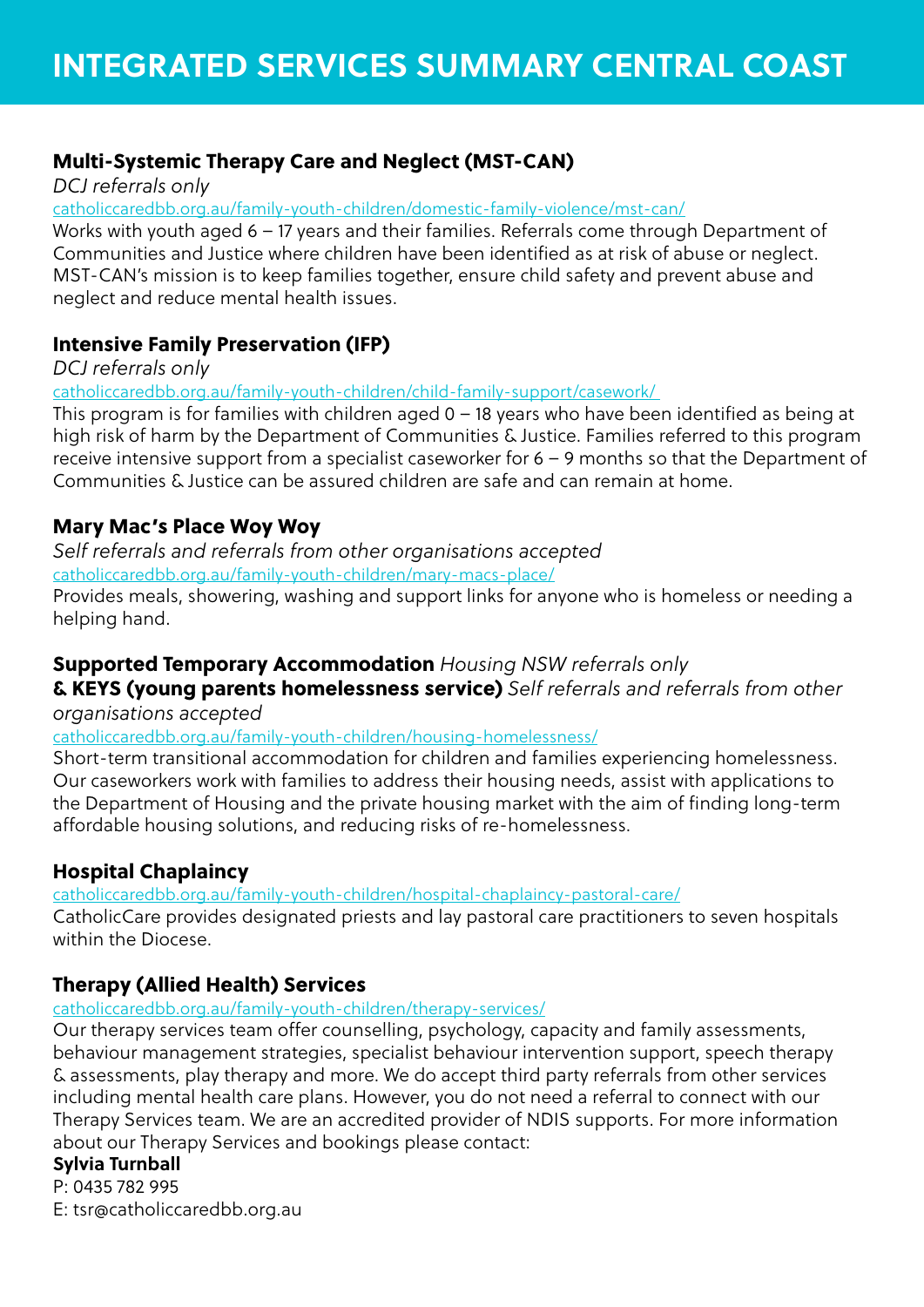# INTEGRATED SERVICES SUMMARY CENTRAL COAST

### Multi-Systemic Therapy Care and Neglect (MST-CAN)

*DCJ referrals only*

catholiccaredbb.org.au/family-youth-children/domestic-family-violence/mst-can/

Works with youth aged 6 – 17 years and their families. Referrals come through Department of Communities and Justice where children have been identified as at risk of abuse or neglect. MST-CAN's mission is to keep families together, ensure child safety and prevent abuse and neglect and reduce mental health issues.

### Intensive Family Preservation (IFP)

*DCJ referrals only*

catholiccaredbb.org.au/family-youth-children/child-family-support/casework/

This program is for families with children aged 0 – 18 years who have been identified as being at high risk of harm by the Department of Communities & Justice. Families referred to this program receive intensive support from a specialist caseworker for 6 – 9 months so that the Department of Communities & Justice can be assured children are safe and can remain at home.

### Mary Mac's Place Woy Woy

*Self referrals and referrals from other organisations accepted*

catholiccaredbb.org.au/family-youth-children/mary-macs-place/

Provides meals, showering, washing and support links for anyone who is homeless or needing a helping hand.

### Supported Temporary Accommodation *Housing NSW referrals only* & KEYS (young parents homelessness service) *Self referrals and referrals from other organisations accepted*

catholiccaredbb.org.au/family-youth-children/housing-homelessness/

Short-term transitional accommodation for children and families experiencing homelessness. Our caseworkers work with families to address their housing needs, assist with applications to the Department of Housing and the private housing market with the aim of finding long-term affordable housing solutions, and reducing risks of re-homelessness.

### Hospital Chaplaincy

catholiccaredbb.org.au/family-youth-children/hospital-chaplaincy-pastoral-care/

CatholicCare provides designated priests and lay pastoral care practitioners to seven hospitals within the Diocese.

### Therapy (Allied Health) Services

catholiccaredbb.org.au/family-youth-children/therapy-services/

Our therapy services team offer counselling, psychology, capacity and family assessments, behaviour management strategies, specialist behaviour intervention support, speech therapy & assessments, play therapy and more. We do accept third party referrals from other services including mental health care plans. However, you do not need a referral to connect with our Therapy Services team. We are an accredited provider of NDIS supports. For more information about our Therapy Services and bookings please contact:

**Sylvia Turnball**
P: 0435 782 995
E: tsr@catholiccaredbb.org.au